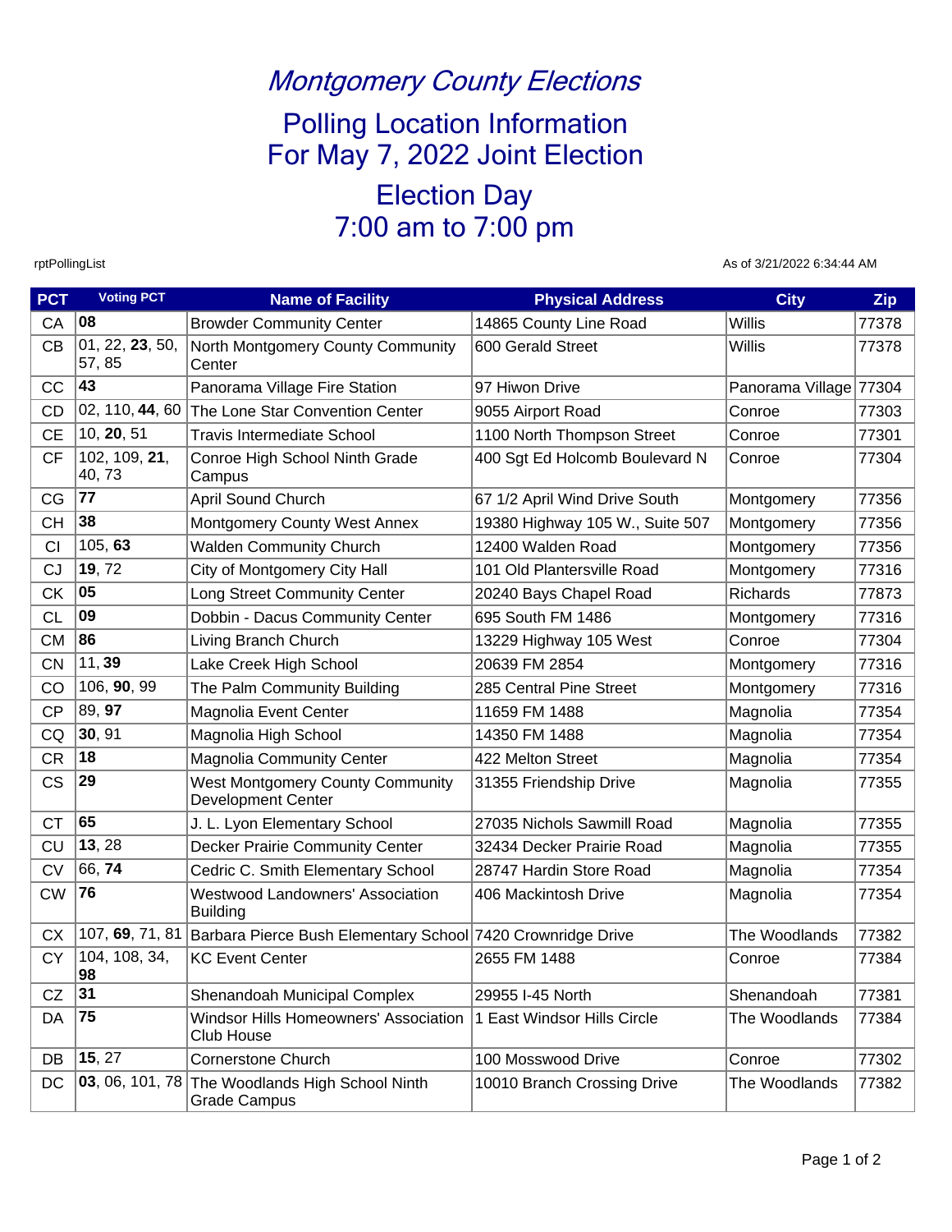# *Montgomery County Elections*

## Polling Location Information
## For May 7, 2022 Joint Election

## Election Day
## 7:00 am to 7:00 pm

rptPollingList

As of 3/21/2022 6:34:44 AM

| PCT | Voting PCT | Name of Facility | Physical Address | City | Zip |
|---|---|---|---|---|---|
| CA | **08** | Browder Community Center | 14865 County Line Road | Willis | 77378 |
| CB | 01, 22, **23**, 50, 57, 85 | North Montgomery County Community Center | 600 Gerald Street | Willis | 77378 |
| CC | **43** | Panorama Village Fire Station | 97 Hiwon Drive | Panorama Village | 77304 |
| CD | 02, 110, **44**, 60 | The Lone Star Convention Center | 9055 Airport Road | Conroe | 77303 |
| CE | 10, **20**, 51 | Travis Intermediate School | 1100 North Thompson Street | Conroe | 77301 |
| CF | 102, 109, **21**, 40, 73 | Conroe High School Ninth Grade Campus | 400 Sgt Ed Holcomb Boulevard N | Conroe | 77304 |
| CG | **77** | April Sound Church | 67 1/2 April Wind Drive South | Montgomery | 77356 |
| CH | **38** | Montgomery County West Annex | 19380 Highway 105 W., Suite 507 | Montgomery | 77356 |
| CI | 105, **63** | Walden Community Church | 12400 Walden Road | Montgomery | 77356 |
| CJ | **19**, 72 | City of Montgomery City Hall | 101 Old Plantersville Road | Montgomery | 77316 |
| CK | **05** | Long Street Community Center | 20240 Bays Chapel Road | Richards | 77873 |
| CL | **09** | Dobbin - Dacus Community Center | 695 South FM 1486 | Montgomery | 77316 |
| CM | **86** | Living Branch Church | 13229 Highway 105 West | Conroe | 77304 |
| CN | 11, **39** | Lake Creek High School | 20639 FM 2854 | Montgomery | 77316 |
| CO | 106, **90**, 99 | The Palm Community Building | 285 Central Pine Street | Montgomery | 77316 |
| CP | 89, **97** | Magnolia Event Center | 11659 FM 1488 | Magnolia | 77354 |
| CQ | **30**, 91 | Magnolia High School | 14350 FM 1488 | Magnolia | 77354 |
| CR | **18** | Magnolia Community Center | 422 Melton Street | Magnolia | 77354 |
| CS | **29** | West Montgomery County Community Development Center | 31355 Friendship Drive | Magnolia | 77355 |
| CT | **65** | J. L. Lyon Elementary School | 27035 Nichols Sawmill Road | Magnolia | 77355 |
| CU | **13**, 28 | Decker Prairie Community Center | 32434 Decker Prairie Road | Magnolia | 77355 |
| CV | 66, **74** | Cedric C. Smith Elementary School | 28747 Hardin Store Road | Magnolia | 77354 |
| CW | **76** | Westwood Landowners' Association Building | 406 Mackintosh Drive | Magnolia | 77354 |
| CX | 107, **69**, 71, 81 | Barbara Pierce Bush Elementary School | 7420 Crownridge Drive | The Woodlands | 77382 |
| CY | 104, 108, 34, **98** | KC Event Center | 2655 FM 1488 | Conroe | 77384 |
| CZ | **31** | Shenandoah Municipal Complex | 29955 I-45 North | Shenandoah | 77381 |
| DA | **75** | Windsor Hills Homeowners' Association Club House | 1 East Windsor Hills Circle | The Woodlands | 77384 |
| DB | **15**, 27 | Cornerstone Church | 100 Mosswood Drive | Conroe | 77302 |
| DC | **03**, 06, 101, 78 | The Woodlands High School Ninth Grade Campus | 10010 Branch Crossing Drive | The Woodlands | 77382 |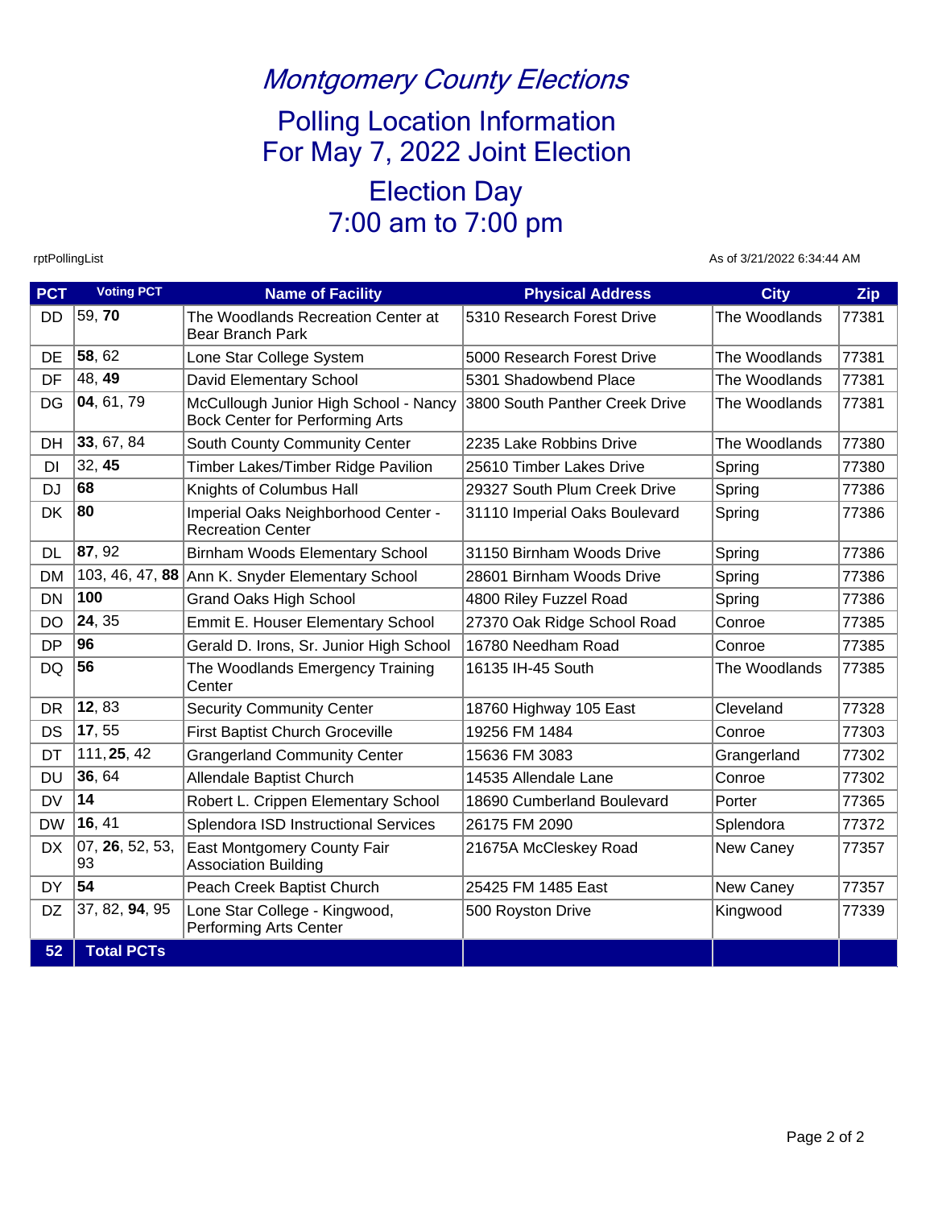# *Montgomery County Elections*

## Polling Location Information
## For May 7, 2022 Joint Election

## Election Day
## 7:00 am to 7:00 pm

rptPollingList

As of 3/21/2022 6:34:44 AM

| PCT | Voting PCT | Name of Facility | Physical Address | City | Zip |
|---|---|---|---|---|---|
| DD | 59, **70** | The Woodlands Recreation Center at Bear Branch Park | 5310 Research Forest Drive | The Woodlands | 77381 |
| DE | **58**, 62 | Lone Star College System | 5000 Research Forest Drive | The Woodlands | 77381 |
| DF | 48, **49** | David Elementary School | 5301 Shadowbend Place | The Woodlands | 77381 |
| DG | **04**, 61, 79 | McCullough Junior High School - Nancy Bock Center for Performing Arts | 3800 South Panther Creek Drive | The Woodlands | 77381 |
| DH | **33**, 67, 84 | South County Community Center | 2235 Lake Robbins Drive | The Woodlands | 77380 |
| DI | 32, **45** | Timber Lakes/Timber Ridge Pavilion | 25610 Timber Lakes Drive | Spring | 77380 |
| DJ | **68** | Knights of Columbus Hall | 29327 South Plum Creek Drive | Spring | 77386 |
| DK | **80** | Imperial Oaks Neighborhood Center - Recreation Center | 31110 Imperial Oaks Boulevard | Spring | 77386 |
| DL | **87**, 92 | Birnham Woods Elementary School | 31150 Birnham Woods Drive | Spring | 77386 |
| DM | 103, 46, 47, **88** | Ann K. Snyder Elementary School | 28601 Birnham Woods Drive | Spring | 77386 |
| DN | **100** | Grand Oaks High School | 4800 Riley Fuzzel Road | Spring | 77386 |
| DO | **24**, 35 | Emmit E. Houser Elementary School | 27370 Oak Ridge School Road | Conroe | 77385 |
| DP | **96** | Gerald D. Irons, Sr. Junior High School | 16780 Needham Road | Conroe | 77385 |
| DQ | **56** | The Woodlands Emergency Training Center | 16135 IH-45 South | The Woodlands | 77385 |
| DR | **12**, 83 | Security Community Center | 18760 Highway 105 East | Cleveland | 77328 |
| DS | **17**, 55 | First Baptist Church Groceville | 19256 FM 1484 | Conroe | 77303 |
| DT | 111, **25**, 42 | Grangerland Community Center | 15636 FM 3083 | Grangerland | 77302 |
| DU | **36**, 64 | Allendale Baptist Church | 14535 Allendale Lane | Conroe | 77302 |
| DV | **14** | Robert L. Crippen Elementary School | 18690 Cumberland Boulevard | Porter | 77365 |
| DW | **16**, 41 | Splendora ISD Instructional Services | 26175 FM 2090 | Splendora | 77372 |
| DX | 07, **26**, 52, 53, 93 | East Montgomery County Fair Association Building | 21675A McCleskey Road | New Caney | 77357 |
| DY | **54** | Peach Creek Baptist Church | 25425 FM 1485 East | New Caney | 77357 |
| DZ | 37, 82, **94**, 95 | Lone Star College - Kingwood, Performing Arts Center | 500 Royston Drive | Kingwood | 77339 |
| **52** | **Total PCTs** | | | | |